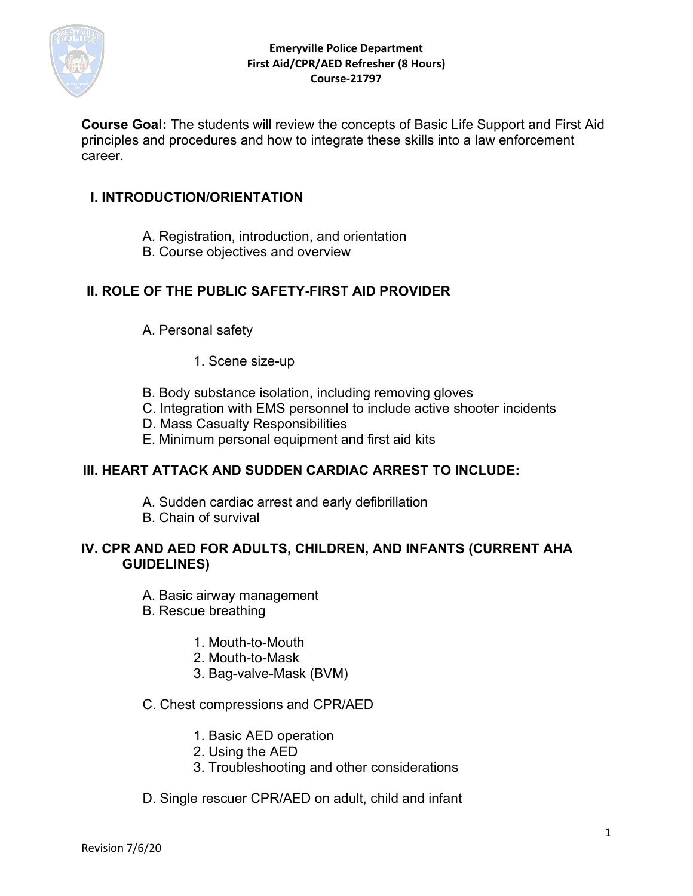**Emeryville Police Department**
**First Aid/CPR/AED Refresher (8 Hours)**
**Course-21797**

**Course Goal:** The students will review the concepts of Basic Life Support and First Aid principles and procedures and how to integrate these skills into a law enforcement career.

## I. INTRODUCTION/ORIENTATION

A. Registration, introduction, and orientation
B. Course objectives and overview

## II. ROLE OF THE PUBLIC SAFETY-FIRST AID PROVIDER

A. Personal safety

1. Scene size-up

B. Body substance isolation, including removing gloves
C. Integration with EMS personnel to include active shooter incidents
D. Mass Casualty Responsibilities
E. Minimum personal equipment and first aid kits

## III. HEART ATTACK AND SUDDEN CARDIAC ARREST TO INCLUDE:

A. Sudden cardiac arrest and early defibrillation
B. Chain of survival

## IV. CPR AND AED FOR ADULTS, CHILDREN, AND INFANTS (CURRENT AHA GUIDELINES)

A. Basic airway management
B. Rescue breathing

1. Mouth-to-Mouth
2. Mouth-to-Mask
3. Bag-valve-Mask (BVM)

C. Chest compressions and CPR/AED

1. Basic AED operation
2. Using the AED
3. Troubleshooting and other considerations

D. Single rescuer CPR/AED on adult, child and infant

Revision 7/6/20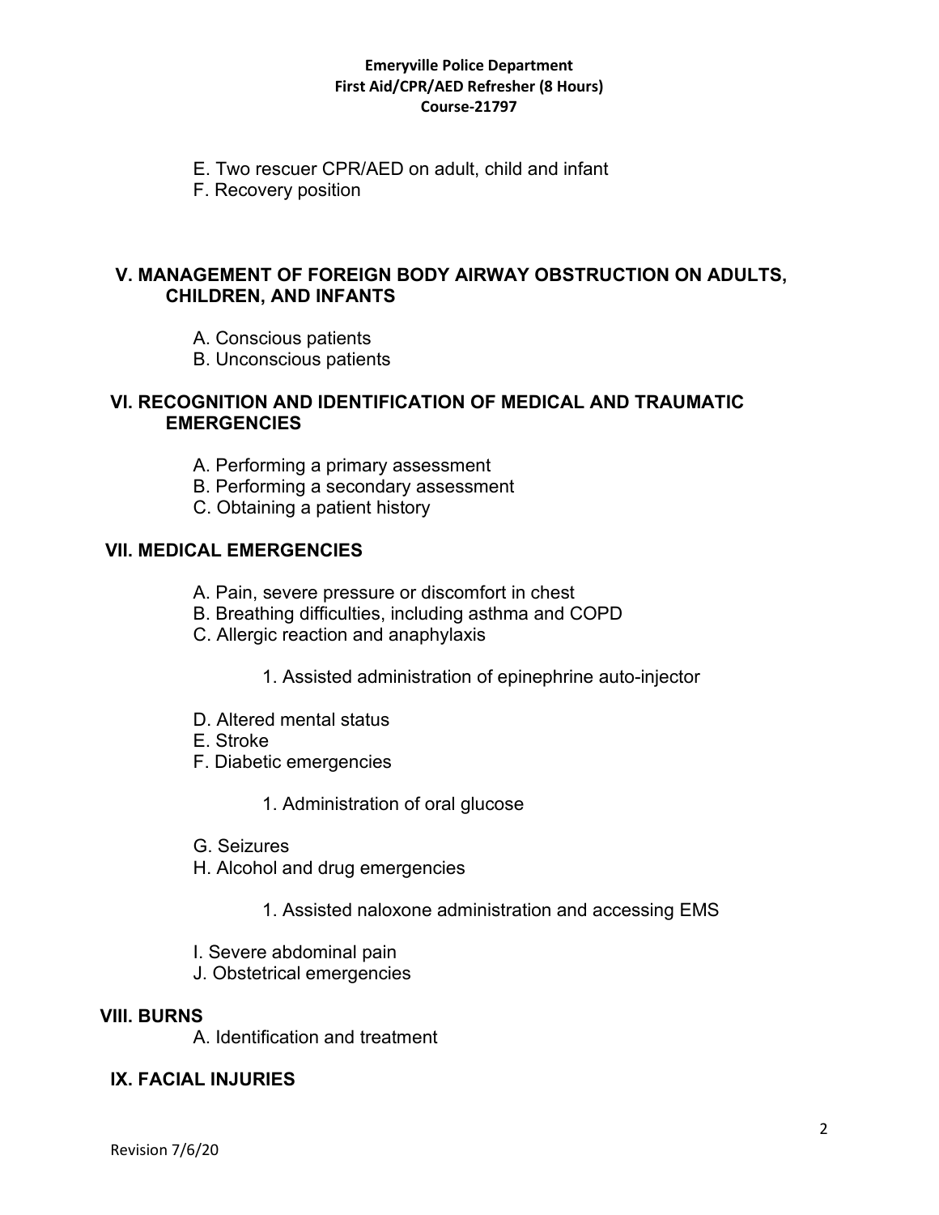E. Two rescuer CPR/AED on adult, child and infant
F. Recovery position

## V. MANAGEMENT OF FOREIGN BODY AIRWAY OBSTRUCTION ON ADULTS, CHILDREN, AND INFANTS

A. Conscious patients
B. Unconscious patients

## VI. RECOGNITION AND IDENTIFICATION OF MEDICAL AND TRAUMATIC EMERGENCIES

A. Performing a primary assessment
B. Performing a secondary assessment
C. Obtaining a patient history

## VII. MEDICAL EMERGENCIES

A. Pain, severe pressure or discomfort in chest
B. Breathing difficulties, including asthma and COPD
C. Allergic reaction and anaphylaxis

1. Assisted administration of epinephrine auto-injector

D. Altered mental status
E. Stroke
F. Diabetic emergencies

1. Administration of oral glucose

G. Seizures
H. Alcohol and drug emergencies

1. Assisted naloxone administration and accessing EMS

I. Severe abdominal pain
J. Obstetrical emergencies

## VIII. BURNS

A. Identification and treatment

## IX. FACIAL INJURIES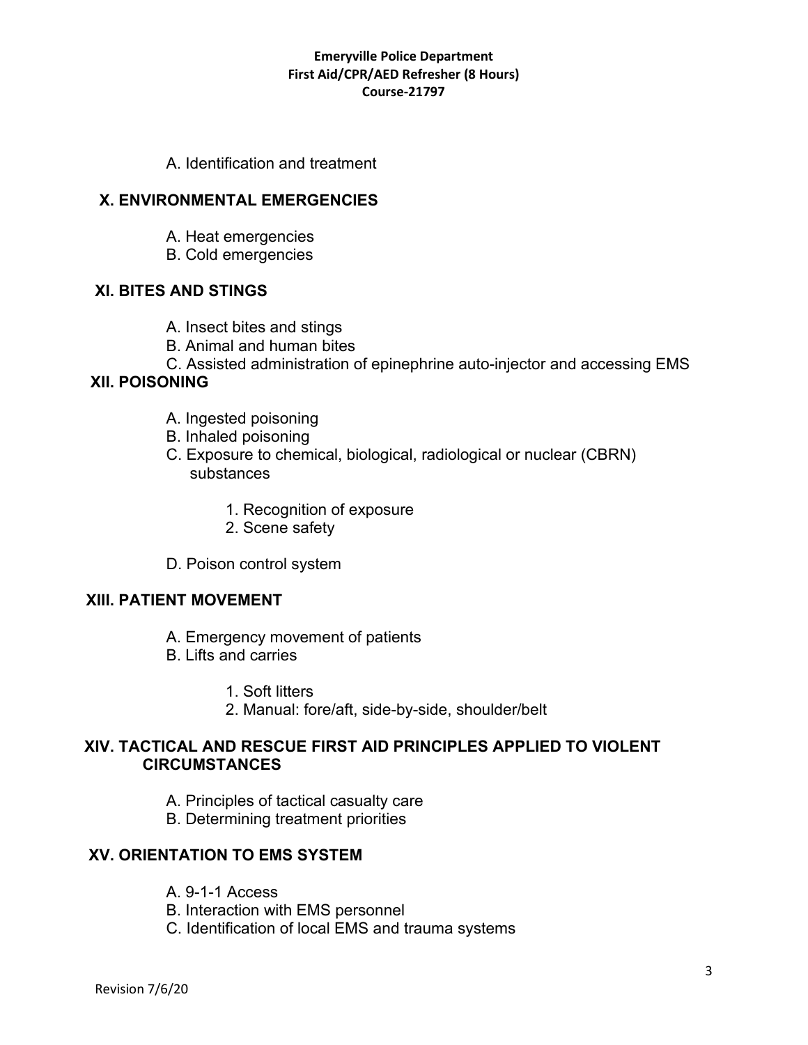A. Identification and treatment

## X. ENVIRONMENTAL EMERGENCIES

A. Heat emergencies
B. Cold emergencies

## XI. BITES AND STINGS

A. Insect bites and stings
B. Animal and human bites
C. Assisted administration of epinephrine auto-injector and accessing EMS

## XII. POISONING

A. Ingested poisoning
B. Inhaled poisoning
C. Exposure to chemical, biological, radiological or nuclear (CBRN) substances

1. Recognition of exposure
2. Scene safety

D. Poison control system

## XIII. PATIENT MOVEMENT

A. Emergency movement of patients
B. Lifts and carries

1. Soft litters
2. Manual: fore/aft, side-by-side, shoulder/belt

## XIV. TACTICAL AND RESCUE FIRST AID PRINCIPLES APPLIED TO VIOLENT CIRCUMSTANCES

A. Principles of tactical casualty care
B. Determining treatment priorities

## XV. ORIENTATION TO EMS SYSTEM

A. 9-1-1 Access
B. Interaction with EMS personnel
C. Identification of local EMS and trauma systems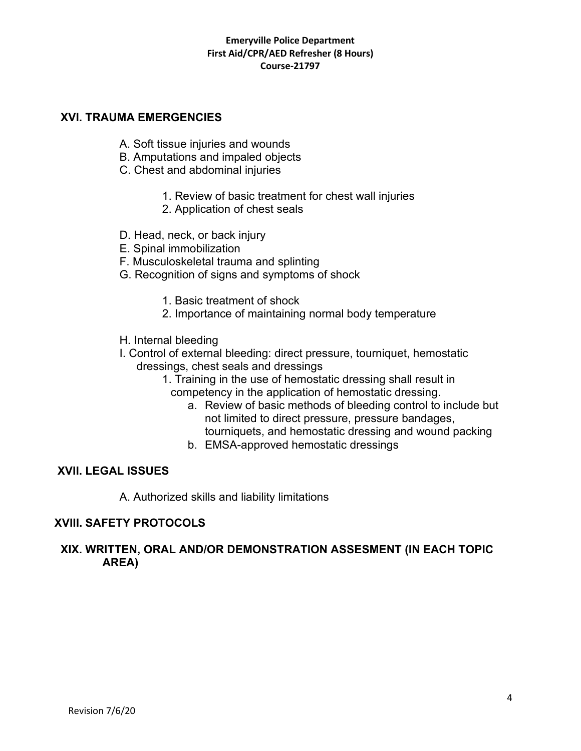## XVI. TRAUMA EMERGENCIES

A. Soft tissue injuries and wounds
B. Amputations and impaled objects
C. Chest and abdominal injuries

1. Review of basic treatment for chest wall injuries
2. Application of chest seals

D. Head, neck, or back injury
E. Spinal immobilization
F. Musculoskeletal trauma and splinting
G. Recognition of signs and symptoms of shock

1. Basic treatment of shock
2. Importance of maintaining normal body temperature

H. Internal bleeding
I. Control of external bleeding: direct pressure, tourniquet, hemostatic dressings, chest seals and dressings

1. Training in the use of hemostatic dressing shall result in competency in the application of hemostatic dressing.
    a. Review of basic methods of bleeding control to include but not limited to direct pressure, pressure bandages, tourniquets, and hemostatic dressing and wound packing
    b. EMSA-approved hemostatic dressings

## XVII. LEGAL ISSUES

A. Authorized skills and liability limitations

## XVIII. SAFETY PROTOCOLS

## XIX. WRITTEN, ORAL AND/OR DEMONSTRATION ASSESMENT (IN EACH TOPIC AREA)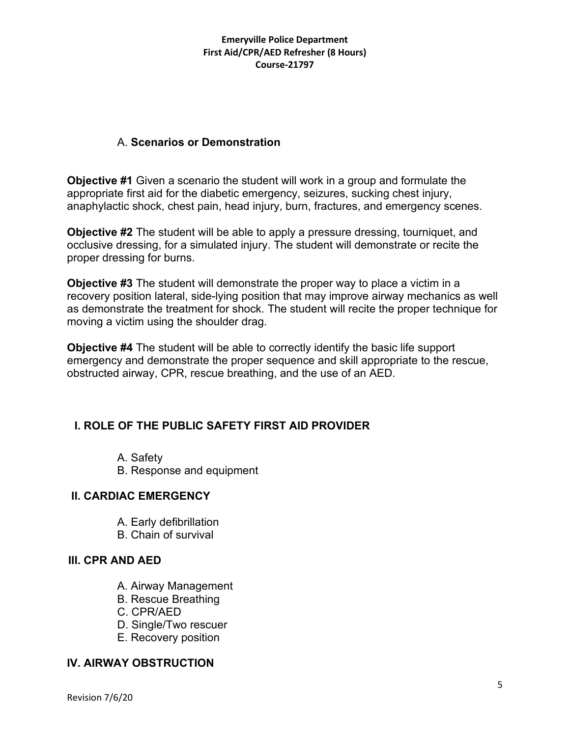A. **Scenarios or Demonstration**

**Objective #1** Given a scenario the student will work in a group and formulate the appropriate first aid for the diabetic emergency, seizures, sucking chest injury, anaphylactic shock, chest pain, head injury, burn, fractures, and emergency scenes.

**Objective #2** The student will be able to apply a pressure dressing, tourniquet, and occlusive dressing, for a simulated injury. The student will demonstrate or recite the proper dressing for burns.

**Objective #3** The student will demonstrate the proper way to place a victim in a recovery position lateral, side-lying position that may improve airway mechanics as well as demonstrate the treatment for shock. The student will recite the proper technique for moving a victim using the shoulder drag.

**Objective #4** The student will be able to correctly identify the basic life support emergency and demonstrate the proper sequence and skill appropriate to the rescue, obstructed airway, CPR, rescue breathing, and the use of an AED.

## I. ROLE OF THE PUBLIC SAFETY FIRST AID PROVIDER

A. Safety
B. Response and equipment

## II. CARDIAC EMERGENCY

A. Early defibrillation
B. Chain of survival

## III. CPR AND AED

A. Airway Management
B. Rescue Breathing
C. CPR/AED
D. Single/Two rescuer
E. Recovery position

## IV. AIRWAY OBSTRUCTION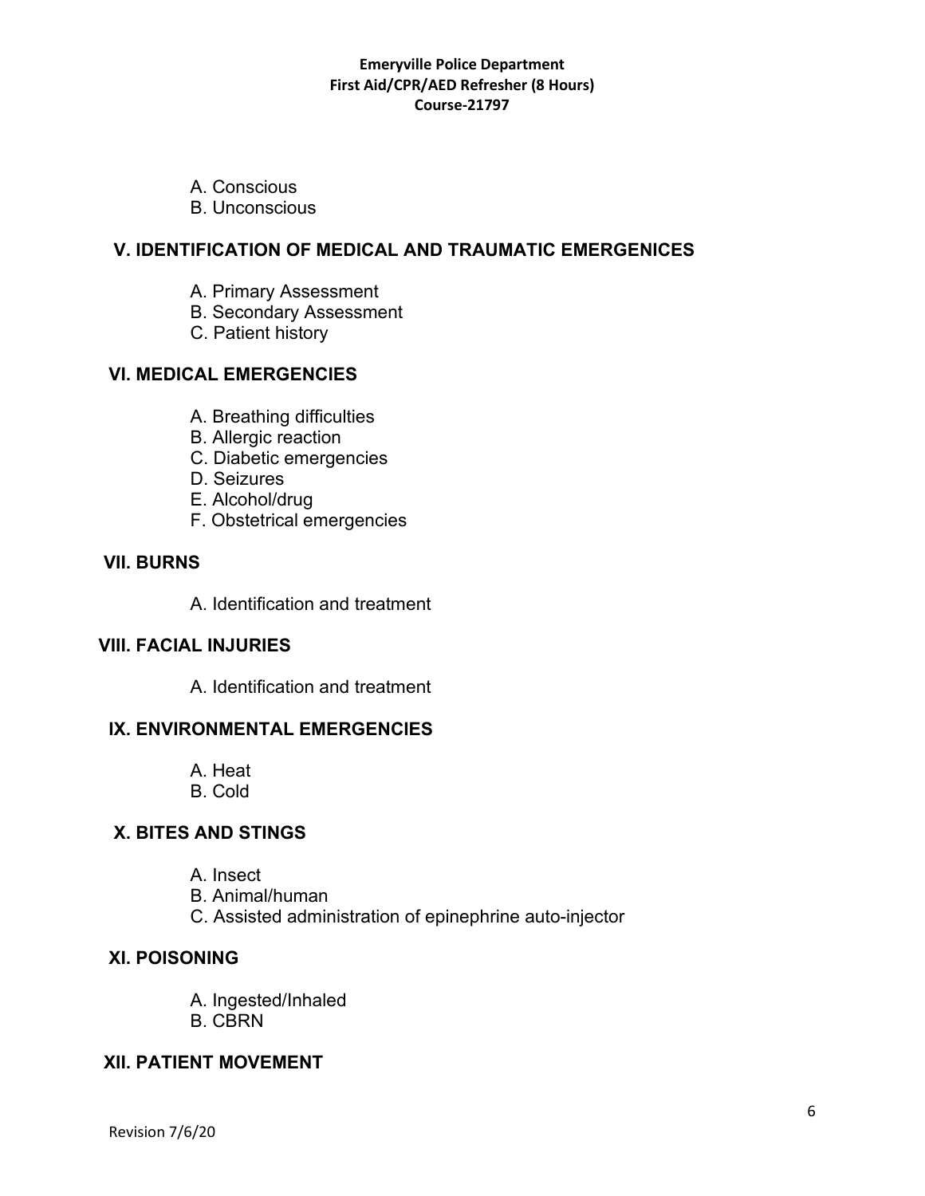A. Conscious
B. Unconscious

## V. IDENTIFICATION OF MEDICAL AND TRAUMATIC EMERGENICES

A. Primary Assessment
B. Secondary Assessment
C. Patient history

## VI. MEDICAL EMERGENCIES

A. Breathing difficulties
B. Allergic reaction
C. Diabetic emergencies
D. Seizures
E. Alcohol/drug
F. Obstetrical emergencies

## VII. BURNS

A. Identification and treatment

## VIII. FACIAL INJURIES

A. Identification and treatment

## IX. ENVIRONMENTAL EMERGENCIES

A. Heat
B. Cold

## X. BITES AND STINGS

A. Insect
B. Animal/human
C. Assisted administration of epinephrine auto-injector

## XI. POISONING

A. Ingested/Inhaled
B. CBRN

## XII. PATIENT MOVEMENT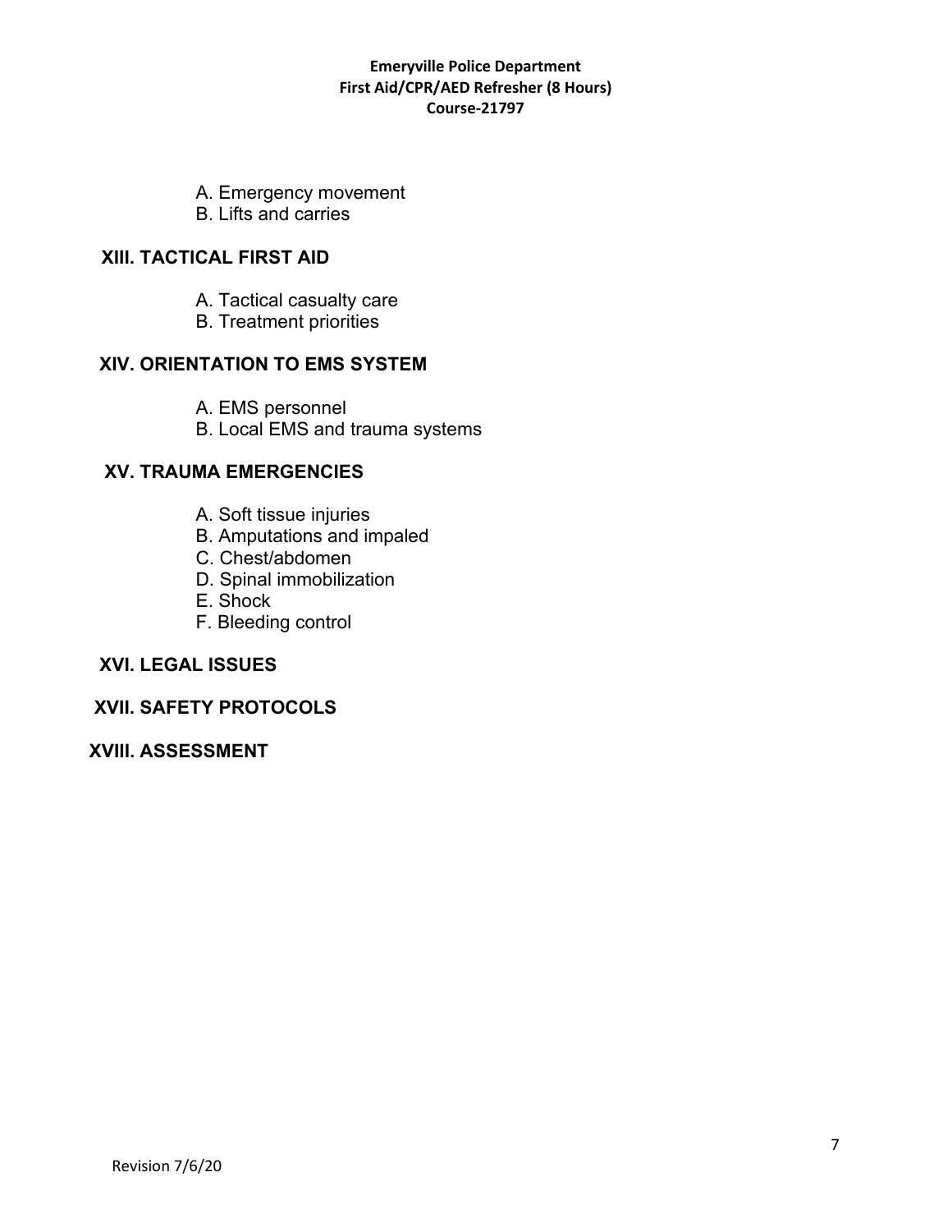A. Emergency movement
B. Lifts and carries

## XIII. TACTICAL FIRST AID

A. Tactical casualty care
B. Treatment priorities

## XIV. ORIENTATION TO EMS SYSTEM

A. EMS personnel
B. Local EMS and trauma systems

## XV. TRAUMA EMERGENCIES

A. Soft tissue injuries
B. Amputations and impaled
C. Chest/abdomen
D. Spinal immobilization
E. Shock
F. Bleeding control

## XVI. LEGAL ISSUES

## XVII. SAFETY PROTOCOLS

## XVIII. ASSESSMENT

Revision 7/6/20